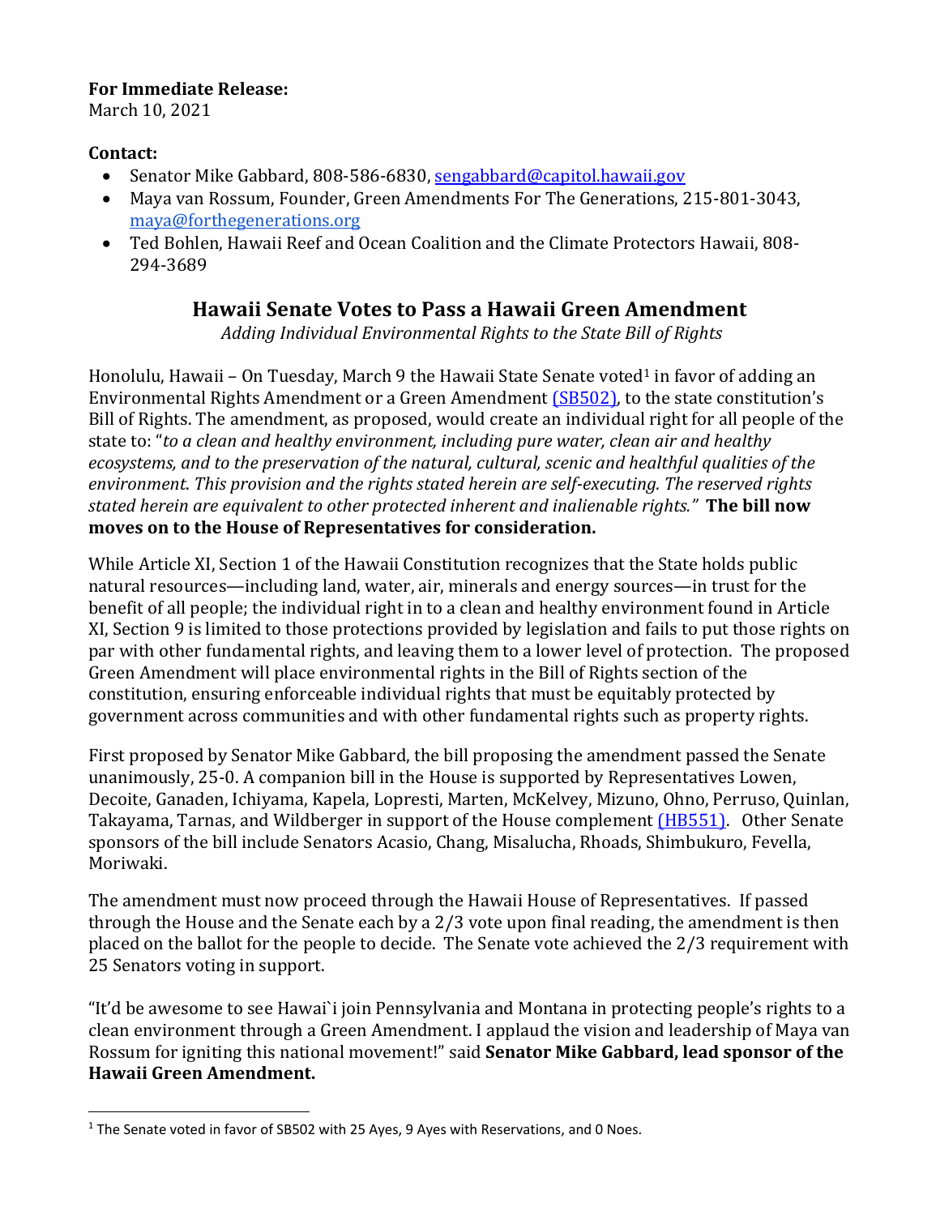**For Immediate Release:**
March 10, 2021

**Contact:**

- Senator Mike Gabbard, 808-586-6830, sengabbard@capitol.hawaii.gov
- Maya van Rossum, Founder, Green Amendments For The Generations, 215-801-3043, maya@forthegenerations.org
- Ted Bohlen, Hawaii Reef and Ocean Coalition and the Climate Protectors Hawaii, 808-294-3689

## Hawaii Senate Votes to Pass a Hawaii Green Amendment

*Adding Individual Environmental Rights to the State Bill of Rights*

Honolulu, Hawaii – On Tuesday, March 9 the Hawaii State Senate voted[1] in favor of adding an Environmental Rights Amendment or a Green Amendment (SB502), to the state constitution's Bill of Rights. The amendment, as proposed, would create an individual right for all people of the state to: "*to a clean and healthy environment, including pure water, clean air and healthy ecosystems, and to the preservation of the natural, cultural, scenic and healthful qualities of the environment. This provision and the rights stated herein are self-executing. The reserved rights stated herein are equivalent to other protected inherent and inalienable rights.*" **The bill now moves on to the House of Representatives for consideration.**

While Article XI, Section 1 of the Hawaii Constitution recognizes that the State holds public natural resources—including land, water, air, minerals and energy sources—in trust for the benefit of all people; the individual right in to a clean and healthy environment found in Article XI, Section 9 is limited to those protections provided by legislation and fails to put those rights on par with other fundamental rights, and leaving them to a lower level of protection. The proposed Green Amendment will place environmental rights in the Bill of Rights section of the constitution, ensuring enforceable individual rights that must be equitably protected by government across communities and with other fundamental rights such as property rights.

First proposed by Senator Mike Gabbard, the bill proposing the amendment passed the Senate unanimously, 25-0. A companion bill in the House is supported by Representatives Lowen, Decoite, Ganaden, Ichiyama, Kapela, Lopresti, Marten, McKelvey, Mizuno, Ohno, Perruso, Quinlan, Takayama, Tarnas, and Wildberger in support of the House complement (HB551). Other Senate sponsors of the bill include Senators Acasio, Chang, Misalucha, Rhoads, Shimbukuro, Fevella, Moriwaki.

The amendment must now proceed through the Hawaii House of Representatives. If passed through the House and the Senate each by a 2/3 vote upon final reading, the amendment is then placed on the ballot for the people to decide. The Senate vote achieved the 2/3 requirement with 25 Senators voting in support.

"It'd be awesome to see Hawai`i join Pennsylvania and Montana in protecting people's rights to a clean environment through a Green Amendment. I applaud the vision and leadership of Maya van Rossum for igniting this national movement!" said **Senator Mike Gabbard, lead sponsor of the Hawaii Green Amendment.**

---

[1] The Senate voted in favor of SB502 with 25 Ayes, 9 Ayes with Reservations, and 0 Noes.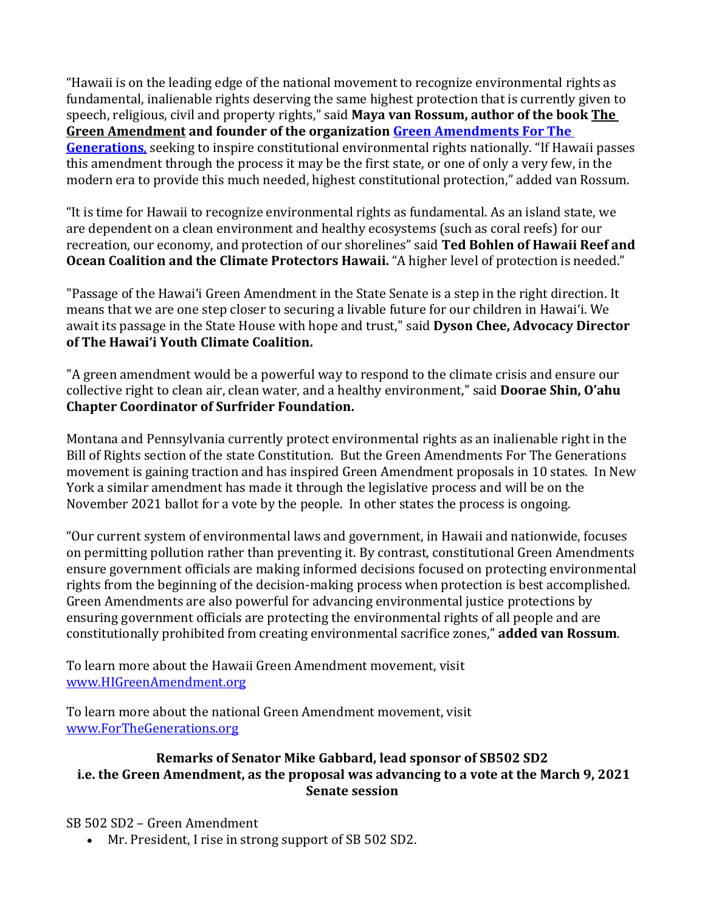"Hawaii is on the leading edge of the national movement to recognize environmental rights as fundamental, inalienable rights deserving the same highest protection that is currently given to speech, religious, civil and property rights," said **Maya van Rossum, author of the book [The Green Amendment] and founder of the organization [Green Amendments For The Generations],** seeking to inspire constitutional environmental rights nationally. "If Hawaii passes this amendment through the process it may be the first state, or one of only a very few, in the modern era to provide this much needed, highest constitutional protection," added van Rossum.

"It is time for Hawaii to recognize environmental rights as fundamental. As an island state, we are dependent on a clean environment and healthy ecosystems (such as coral reefs) for our recreation, our economy, and protection of our shorelines" said **Ted Bohlen of Hawaii Reef and Ocean Coalition and the Climate Protectors Hawaii.** "A higher level of protection is needed."

"Passage of the Hawaiʻi Green Amendment in the State Senate is a step in the right direction. It means that we are one step closer to securing a livable future for our children in Hawaiʻi. We await its passage in the State House with hope and trust," said **Dyson Chee, Advocacy Director of The Hawaiʻi Youth Climate Coalition.**

"A green amendment would be a powerful way to respond to the climate crisis and ensure our collective right to clean air, clean water, and a healthy environment," said **Doorae Shin, Oʻahu Chapter Coordinator of Surfrider Foundation.**

Montana and Pennsylvania currently protect environmental rights as an inalienable right in the Bill of Rights section of the state Constitution. But the Green Amendments For The Generations movement is gaining traction and has inspired Green Amendment proposals in 10 states. In New York a similar amendment has made it through the legislative process and will be on the November 2021 ballot for a vote by the people. In other states the process is ongoing.

"Our current system of environmental laws and government, in Hawaii and nationwide, focuses on permitting pollution rather than preventing it. By contrast, constitutional Green Amendments ensure government officials are making informed decisions focused on protecting environmental rights from the beginning of the decision-making process when protection is best accomplished. Green Amendments are also powerful for advancing environmental justice protections by ensuring government officials are protecting the environmental rights of all people and are constitutionally prohibited from creating environmental sacrifice zones," **added van Rossum**.

To learn more about the Hawaii Green Amendment movement, visit www.HIGreenAmendment.org

To learn more about the national Green Amendment movement, visit www.ForTheGenerations.org

**Remarks of Senator Mike Gabbard, lead sponsor of SB502 SD2 i.e. the Green Amendment, as the proposal was advancing to a vote at the March 9, 2021 Senate session**

SB 502 SD2 – Green Amendment

- Mr. President, I rise in strong support of SB 502 SD2.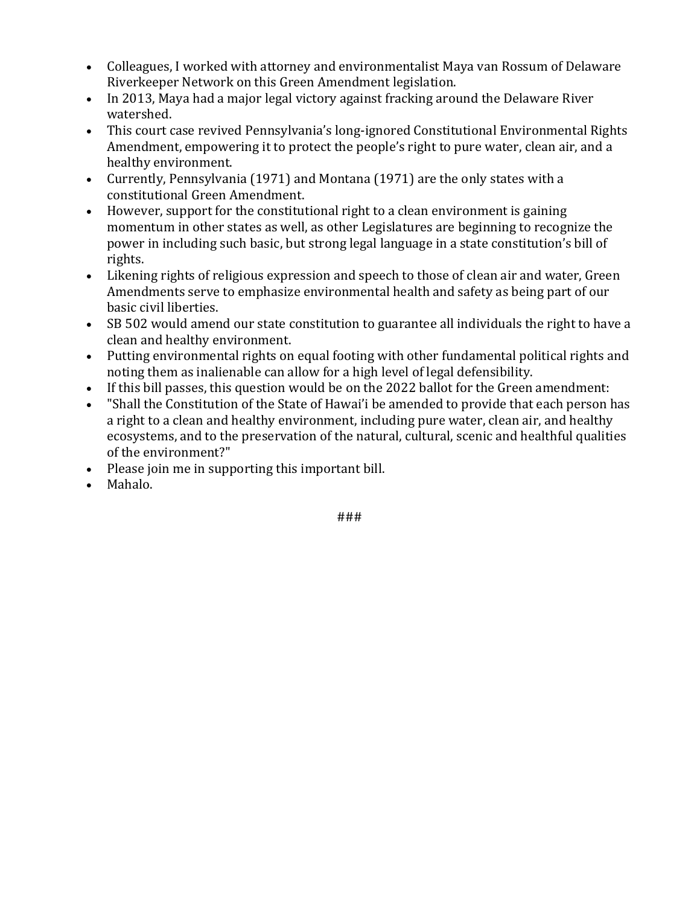- Colleagues, I worked with attorney and environmentalist Maya van Rossum of Delaware Riverkeeper Network on this Green Amendment legislation.
- In 2013, Maya had a major legal victory against fracking around the Delaware River watershed.
- This court case revived Pennsylvania's long-ignored Constitutional Environmental Rights Amendment, empowering it to protect the people's right to pure water, clean air, and a healthy environment.
- Currently, Pennsylvania (1971) and Montana (1971) are the only states with a constitutional Green Amendment.
- However, support for the constitutional right to a clean environment is gaining momentum in other states as well, as other Legislatures are beginning to recognize the power in including such basic, but strong legal language in a state constitution's bill of rights.
- Likening rights of religious expression and speech to those of clean air and water, Green Amendments serve to emphasize environmental health and safety as being part of our basic civil liberties.
- SB 502 would amend our state constitution to guarantee all individuals the right to have a clean and healthy environment.
- Putting environmental rights on equal footing with other fundamental political rights and noting them as inalienable can allow for a high level of legal defensibility.
- If this bill passes, this question would be on the 2022 ballot for the Green amendment:
- "Shall the Constitution of the State of Hawai'i be amended to provide that each person has a right to a clean and healthy environment, including pure water, clean air, and healthy ecosystems, and to the preservation of the natural, cultural, scenic and healthful qualities of the environment?"
- Please join me in supporting this important bill.
- Mahalo.

###